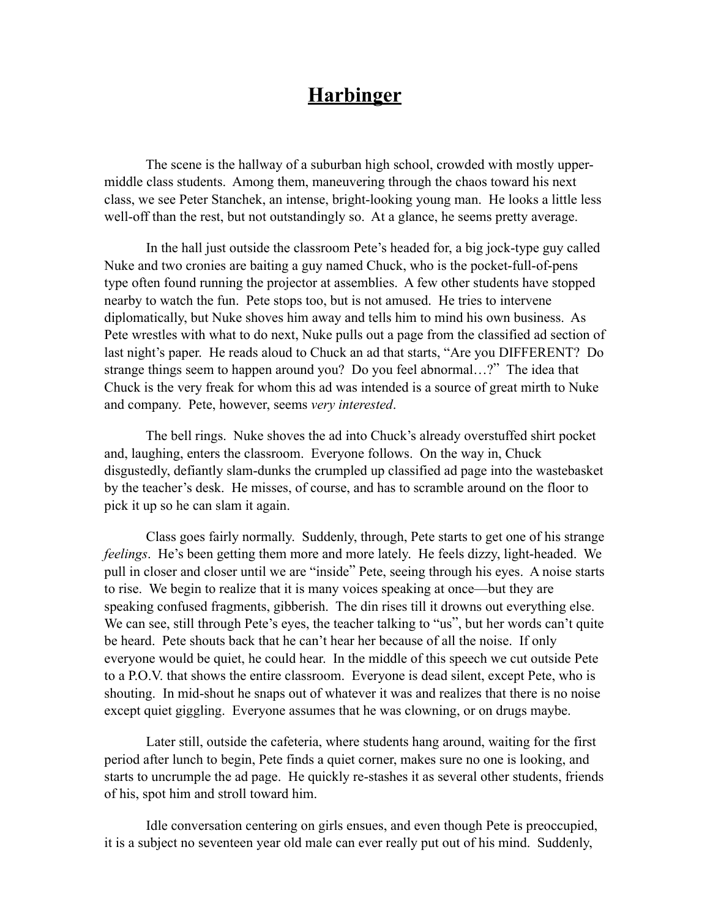# Harbinger

The scene is the hallway of a suburban high school, crowded with mostly upper-middle class students. Among them, maneuvering through the chaos toward his next class, we see Peter Stanchek, an intense, bright-looking young man. He looks a little less well-off than the rest, but not outstandingly so. At a glance, he seems pretty average.

In the hall just outside the classroom Pete's headed for, a big jock-type guy called Nuke and two cronies are baiting a guy named Chuck, who is the pocket-full-of-pens type often found running the projector at assemblies. A few other students have stopped nearby to watch the fun. Pete stops too, but is not amused. He tries to intervene diplomatically, but Nuke shoves him away and tells him to mind his own business. As Pete wrestles with what to do next, Nuke pulls out a page from the classified ad section of last night's paper. He reads aloud to Chuck an ad that starts, "Are you DIFFERENT? Do strange things seem to happen around you? Do you feel abnormal…?" The idea that Chuck is the very freak for whom this ad was intended is a source of great mirth to Nuke and company. Pete, however, seems *very interested*.

The bell rings. Nuke shoves the ad into Chuck's already overstuffed shirt pocket and, laughing, enters the classroom. Everyone follows. On the way in, Chuck disgustedly, defiantly slam-dunks the crumpled up classified ad page into the wastebasket by the teacher's desk. He misses, of course, and has to scramble around on the floor to pick it up so he can slam it again.

Class goes fairly normally. Suddenly, through, Pete starts to get one of his strange *feelings*. He's been getting them more and more lately. He feels dizzy, light-headed. We pull in closer and closer until we are "inside" Pete, seeing through his eyes. A noise starts to rise. We begin to realize that it is many voices speaking at once—but they are speaking confused fragments, gibberish. The din rises till it drowns out everything else. We can see, still through Pete's eyes, the teacher talking to "us", but her words can't quite be heard. Pete shouts back that he can't hear her because of all the noise. If only everyone would be quiet, he could hear. In the middle of this speech we cut outside Pete to a P.O.V. that shows the entire classroom. Everyone is dead silent, except Pete, who is shouting. In mid-shout he snaps out of whatever it was and realizes that there is no noise except quiet giggling. Everyone assumes that he was clowning, or on drugs maybe.

Later still, outside the cafeteria, where students hang around, waiting for the first period after lunch to begin, Pete finds a quiet corner, makes sure no one is looking, and starts to uncrumple the ad page. He quickly re-stashes it as several other students, friends of his, spot him and stroll toward him.

Idle conversation centering on girls ensues, and even though Pete is preoccupied, it is a subject no seventeen year old male can ever really put out of his mind. Suddenly,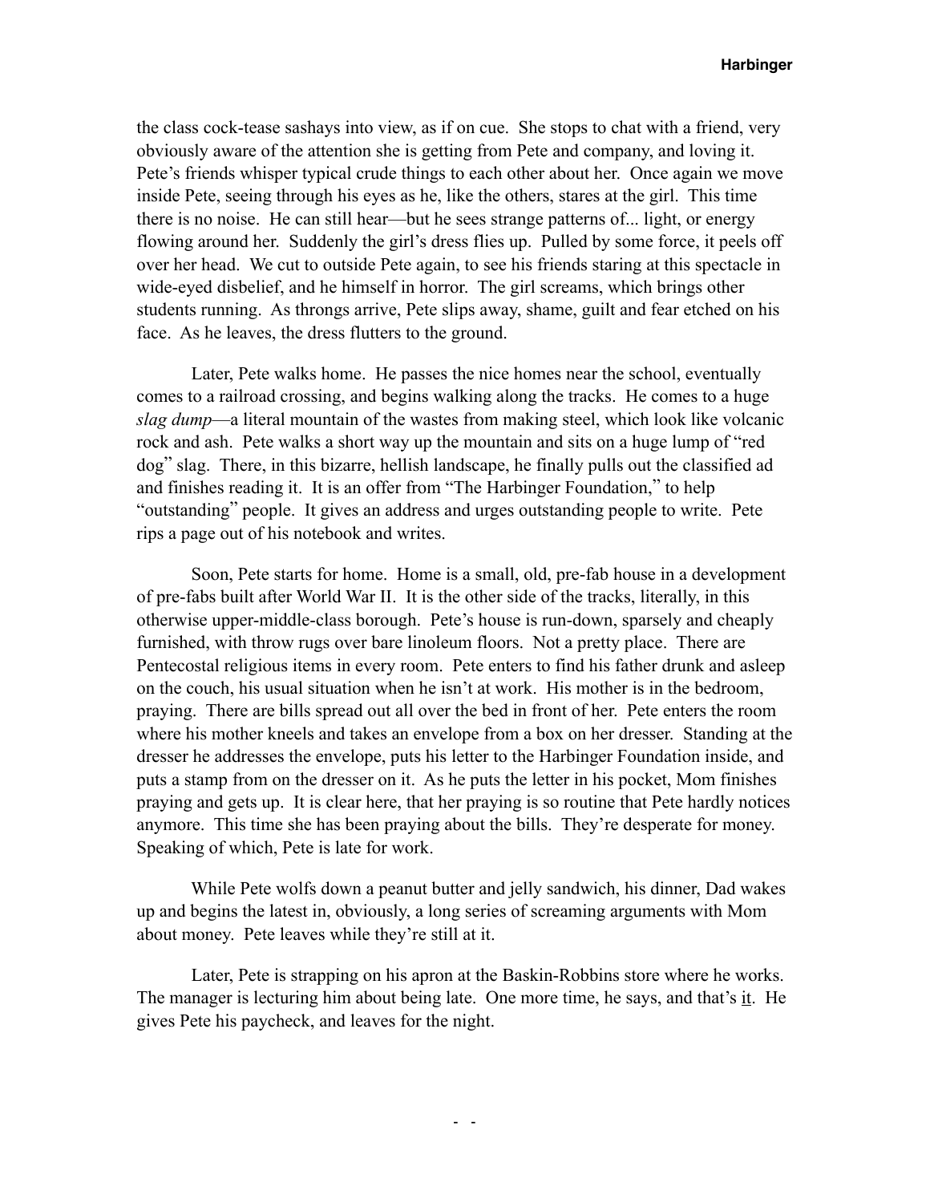the class cock-tease sashays into view, as if on cue. She stops to chat with a friend, very obviously aware of the attention she is getting from Pete and company, and loving it. Pete's friends whisper typical crude things to each other about her. Once again we move inside Pete, seeing through his eyes as he, like the others, stares at the girl. This time there is no noise. He can still hear—but he sees strange patterns of... light, or energy flowing around her. Suddenly the girl's dress flies up. Pulled by some force, it peels off over her head. We cut to outside Pete again, to see his friends staring at this spectacle in wide-eyed disbelief, and he himself in horror. The girl screams, which brings other students running. As throngs arrive, Pete slips away, shame, guilt and fear etched on his face. As he leaves, the dress flutters to the ground.

Later, Pete walks home. He passes the nice homes near the school, eventually comes to a railroad crossing, and begins walking along the tracks. He comes to a huge *slag dump*—a literal mountain of the wastes from making steel, which look like volcanic rock and ash. Pete walks a short way up the mountain and sits on a huge lump of "red dog" slag. There, in this bizarre, hellish landscape, he finally pulls out the classified ad and finishes reading it. It is an offer from "The Harbinger Foundation," to help "outstanding" people. It gives an address and urges outstanding people to write. Pete rips a page out of his notebook and writes.

Soon, Pete starts for home. Home is a small, old, pre-fab house in a development of pre-fabs built after World War II. It is the other side of the tracks, literally, in this otherwise upper-middle-class borough. Pete's house is run-down, sparsely and cheaply furnished, with throw rugs over bare linoleum floors. Not a pretty place. There are Pentecostal religious items in every room. Pete enters to find his father drunk and asleep on the couch, his usual situation when he isn't at work. His mother is in the bedroom, praying. There are bills spread out all over the bed in front of her. Pete enters the room where his mother kneels and takes an envelope from a box on her dresser. Standing at the dresser he addresses the envelope, puts his letter to the Harbinger Foundation inside, and puts a stamp from on the dresser on it. As he puts the letter in his pocket, Mom finishes praying and gets up. It is clear here, that her praying is so routine that Pete hardly notices anymore. This time she has been praying about the bills. They're desperate for money. Speaking of which, Pete is late for work.

While Pete wolfs down a peanut butter and jelly sandwich, his dinner, Dad wakes up and begins the latest in, obviously, a long series of screaming arguments with Mom about money. Pete leaves while they're still at it.

Later, Pete is strapping on his apron at the Baskin-Robbins store where he works. The manager is lecturing him about being late. One more time, he says, and that's <u>it</u>. He gives Pete his paycheck, and leaves for the night.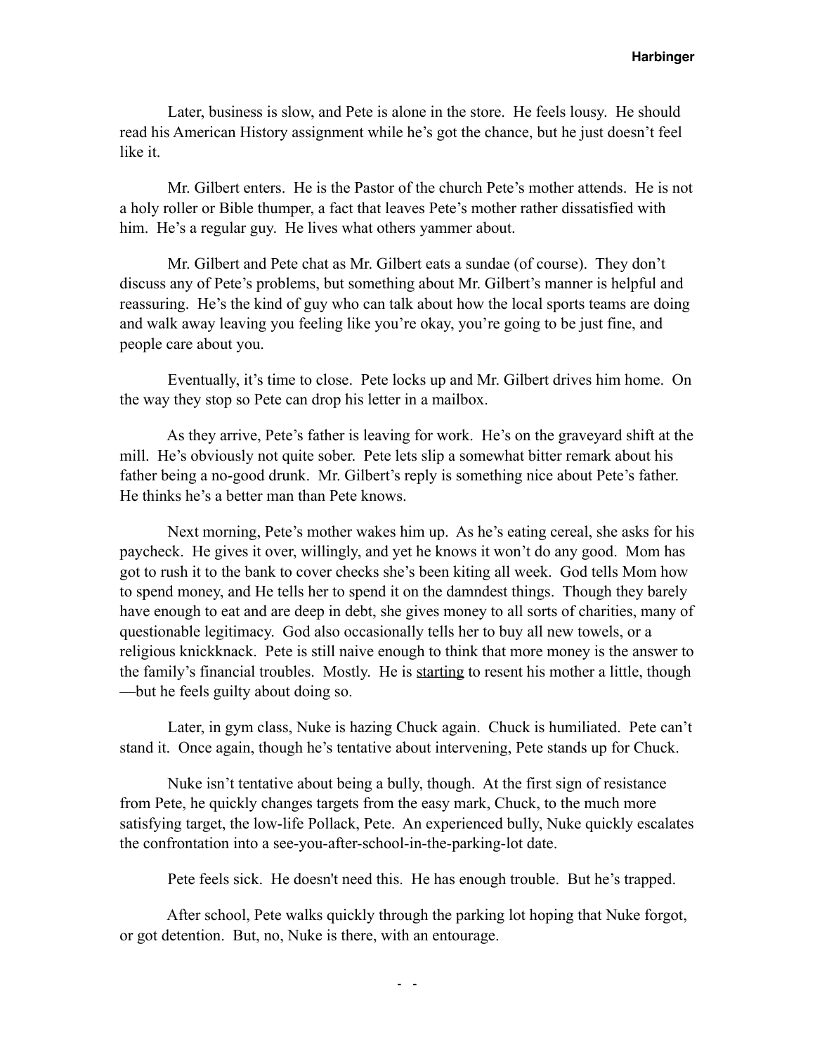Later, business is slow, and Pete is alone in the store. He feels lousy. He should read his American History assignment while he's got the chance, but he just doesn't feel like it.

Mr. Gilbert enters. He is the Pastor of the church Pete's mother attends. He is not a holy roller or Bible thumper, a fact that leaves Pete's mother rather dissatisfied with him. He's a regular guy. He lives what others yammer about.

Mr. Gilbert and Pete chat as Mr. Gilbert eats a sundae (of course). They don't discuss any of Pete's problems, but something about Mr. Gilbert's manner is helpful and reassuring. He's the kind of guy who can talk about how the local sports teams are doing and walk away leaving you feeling like you're okay, you're going to be just fine, and people care about you.

Eventually, it's time to close. Pete locks up and Mr. Gilbert drives him home. On the way they stop so Pete can drop his letter in a mailbox.

As they arrive, Pete's father is leaving for work. He's on the graveyard shift at the mill. He's obviously not quite sober. Pete lets slip a somewhat bitter remark about his father being a no-good drunk. Mr. Gilbert's reply is something nice about Pete's father. He thinks he's a better man than Pete knows.

Next morning, Pete's mother wakes him up. As he's eating cereal, she asks for his paycheck. He gives it over, willingly, and yet he knows it won't do any good. Mom has got to rush it to the bank to cover checks she's been kiting all week. God tells Mom how to spend money, and He tells her to spend it on the damndest things. Though they barely have enough to eat and are deep in debt, she gives money to all sorts of charities, many of questionable legitimacy. God also occasionally tells her to buy all new towels, or a religious knickknack. Pete is still naive enough to think that more money is the answer to the family's financial troubles. Mostly. He is <u>starting</u> to resent his mother a little, though—but he feels guilty about doing so.

Later, in gym class, Nuke is hazing Chuck again. Chuck is humiliated. Pete can't stand it. Once again, though he's tentative about intervening, Pete stands up for Chuck.

Nuke isn't tentative about being a bully, though. At the first sign of resistance from Pete, he quickly changes targets from the easy mark, Chuck, to the much more satisfying target, the low-life Pollack, Pete. An experienced bully, Nuke quickly escalates the confrontation into a see-you-after-school-in-the-parking-lot date.

Pete feels sick. He doesn't need this. He has enough trouble. But he's trapped.

After school, Pete walks quickly through the parking lot hoping that Nuke forgot, or got detention. But, no, Nuke is there, with an entourage.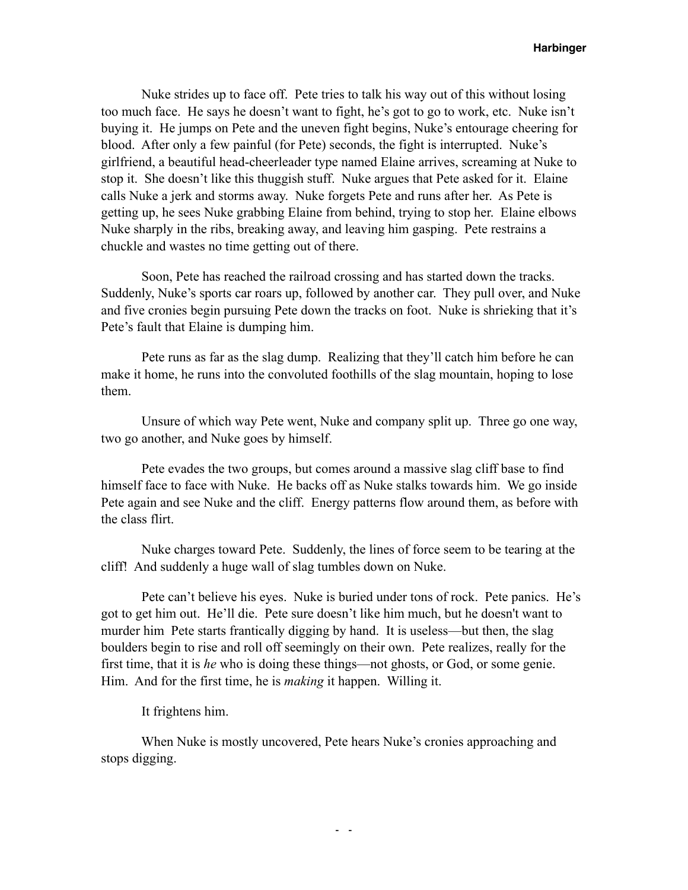Nuke strides up to face off. Pete tries to talk his way out of this without losing too much face. He says he doesn't want to fight, he's got to go to work, etc. Nuke isn't buying it. He jumps on Pete and the uneven fight begins, Nuke's entourage cheering for blood. After only a few painful (for Pete) seconds, the fight is interrupted. Nuke's girlfriend, a beautiful head-cheerleader type named Elaine arrives, screaming at Nuke to stop it. She doesn't like this thuggish stuff. Nuke argues that Pete asked for it. Elaine calls Nuke a jerk and storms away. Nuke forgets Pete and runs after her. As Pete is getting up, he sees Nuke grabbing Elaine from behind, trying to stop her. Elaine elbows Nuke sharply in the ribs, breaking away, and leaving him gasping. Pete restrains a chuckle and wastes no time getting out of there.

Soon, Pete has reached the railroad crossing and has started down the tracks. Suddenly, Nuke's sports car roars up, followed by another car. They pull over, and Nuke and five cronies begin pursuing Pete down the tracks on foot. Nuke is shrieking that it's Pete's fault that Elaine is dumping him.

Pete runs as far as the slag dump. Realizing that they'll catch him before he can make it home, he runs into the convoluted foothills of the slag mountain, hoping to lose them.

Unsure of which way Pete went, Nuke and company split up. Three go one way, two go another, and Nuke goes by himself.

Pete evades the two groups, but comes around a massive slag cliff base to find himself face to face with Nuke. He backs off as Nuke stalks towards him. We go inside Pete again and see Nuke and the cliff. Energy patterns flow around them, as before with the class flirt.

Nuke charges toward Pete. Suddenly, the lines of force seem to be tearing at the cliff! And suddenly a huge wall of slag tumbles down on Nuke.

Pete can't believe his eyes. Nuke is buried under tons of rock. Pete panics. He's got to get him out. He'll die. Pete sure doesn't like him much, but he doesn't want to murder him Pete starts frantically digging by hand. It is useless—but then, the slag boulders begin to rise and roll off seemingly on their own. Pete realizes, really for the first time, that it is *he* who is doing these things—not ghosts, or God, or some genie. Him. And for the first time, he is *making* it happen. Willing it.

It frightens him.

When Nuke is mostly uncovered, Pete hears Nuke's cronies approaching and stops digging.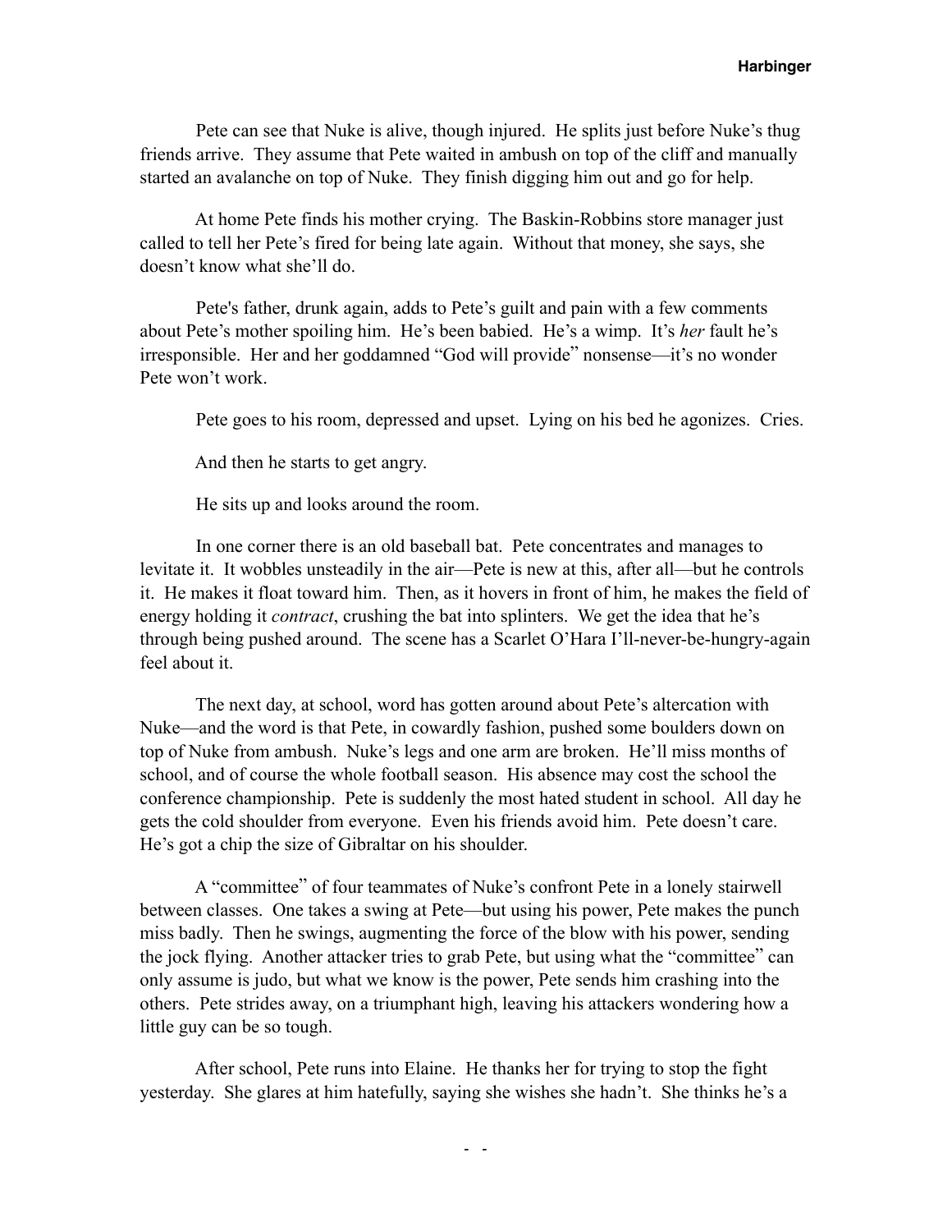Pete can see that Nuke is alive, though injured. He splits just before Nuke's thug friends arrive. They assume that Pete waited in ambush on top of the cliff and manually started an avalanche on top of Nuke. They finish digging him out and go for help.

At home Pete finds his mother crying. The Baskin-Robbins store manager just called to tell her Pete's fired for being late again. Without that money, she says, she doesn't know what she'll do.

Pete's father, drunk again, adds to Pete's guilt and pain with a few comments about Pete's mother spoiling him. He's been babied. He's a wimp. It's *her* fault he's irresponsible. Her and her goddamned "God will provide" nonsense—it's no wonder Pete won't work.

Pete goes to his room, depressed and upset. Lying on his bed he agonizes. Cries.

And then he starts to get angry.

He sits up and looks around the room.

In one corner there is an old baseball bat. Pete concentrates and manages to levitate it. It wobbles unsteadily in the air—Pete is new at this, after all—but he controls it. He makes it float toward him. Then, as it hovers in front of him, he makes the field of energy holding it *contract*, crushing the bat into splinters. We get the idea that he's through being pushed around. The scene has a Scarlet O'Hara I'll-never-be-hungry-again feel about it.

The next day, at school, word has gotten around about Pete's altercation with Nuke—and the word is that Pete, in cowardly fashion, pushed some boulders down on top of Nuke from ambush. Nuke's legs and one arm are broken. He'll miss months of school, and of course the whole football season. His absence may cost the school the conference championship. Pete is suddenly the most hated student in school. All day he gets the cold shoulder from everyone. Even his friends avoid him. Pete doesn't care. He's got a chip the size of Gibraltar on his shoulder.

A "committee" of four teammates of Nuke's confront Pete in a lonely stairwell between classes. One takes a swing at Pete—but using his power, Pete makes the punch miss badly. Then he swings, augmenting the force of the blow with his power, sending the jock flying. Another attacker tries to grab Pete, but using what the "committee" can only assume is judo, but what we know is the power, Pete sends him crashing into the others. Pete strides away, on a triumphant high, leaving his attackers wondering how a little guy can be so tough.

After school, Pete runs into Elaine. He thanks her for trying to stop the fight yesterday. She glares at him hatefully, saying she wishes she hadn't. She thinks he's a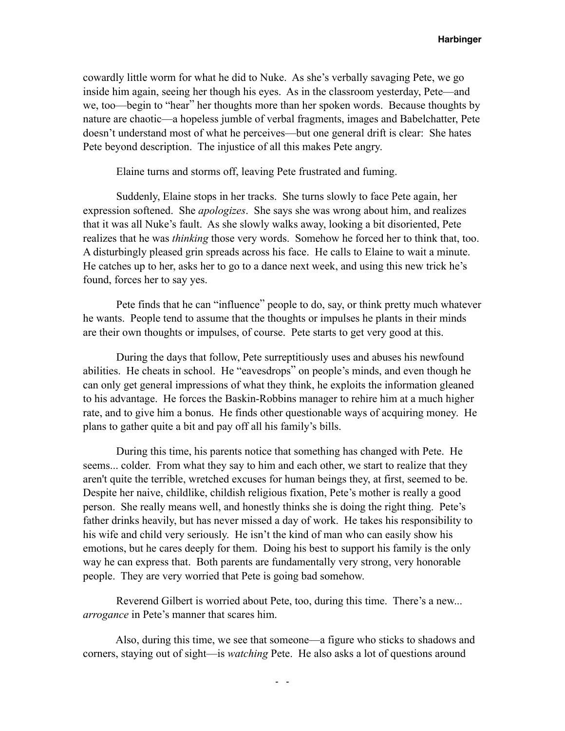cowardly little worm for what he did to Nuke. As she's verbally savaging Pete, we go inside him again, seeing her though his eyes. As in the classroom yesterday, Pete—and we, too—begin to "hear" her thoughts more than her spoken words. Because thoughts by nature are chaotic—a hopeless jumble of verbal fragments, images and Babelchatter, Pete doesn't understand most of what he perceives—but one general drift is clear: She hates Pete beyond description. The injustice of all this makes Pete angry.

Elaine turns and storms off, leaving Pete frustrated and fuming.

Suddenly, Elaine stops in her tracks. She turns slowly to face Pete again, her expression softened. She *apologizes*. She says she was wrong about him, and realizes that it was all Nuke's fault. As she slowly walks away, looking a bit disoriented, Pete realizes that he was *thinking* those very words. Somehow he forced her to think that, too. A disturbingly pleased grin spreads across his face. He calls to Elaine to wait a minute. He catches up to her, asks her to go to a dance next week, and using this new trick he's found, forces her to say yes.

Pete finds that he can "influence" people to do, say, or think pretty much whatever he wants. People tend to assume that the thoughts or impulses he plants in their minds are their own thoughts or impulses, of course. Pete starts to get very good at this.

During the days that follow, Pete surreptitiously uses and abuses his newfound abilities. He cheats in school. He "eavesdrops" on people's minds, and even though he can only get general impressions of what they think, he exploits the information gleaned to his advantage. He forces the Baskin-Robbins manager to rehire him at a much higher rate, and to give him a bonus. He finds other questionable ways of acquiring money. He plans to gather quite a bit and pay off all his family's bills.

During this time, his parents notice that something has changed with Pete. He seems... colder. From what they say to him and each other, we start to realize that they aren't quite the terrible, wretched excuses for human beings they, at first, seemed to be. Despite her naive, childlike, childish religious fixation, Pete's mother is really a good person. She really means well, and honestly thinks she is doing the right thing. Pete's father drinks heavily, but has never missed a day of work. He takes his responsibility to his wife and child very seriously. He isn't the kind of man who can easily show his emotions, but he cares deeply for them. Doing his best to support his family is the only way he can express that. Both parents are fundamentally very strong, very honorable people. They are very worried that Pete is going bad somehow.

Reverend Gilbert is worried about Pete, too, during this time. There's a new... *arrogance* in Pete's manner that scares him.

Also, during this time, we see that someone—a figure who sticks to shadows and corners, staying out of sight—is *watching* Pete. He also asks a lot of questions around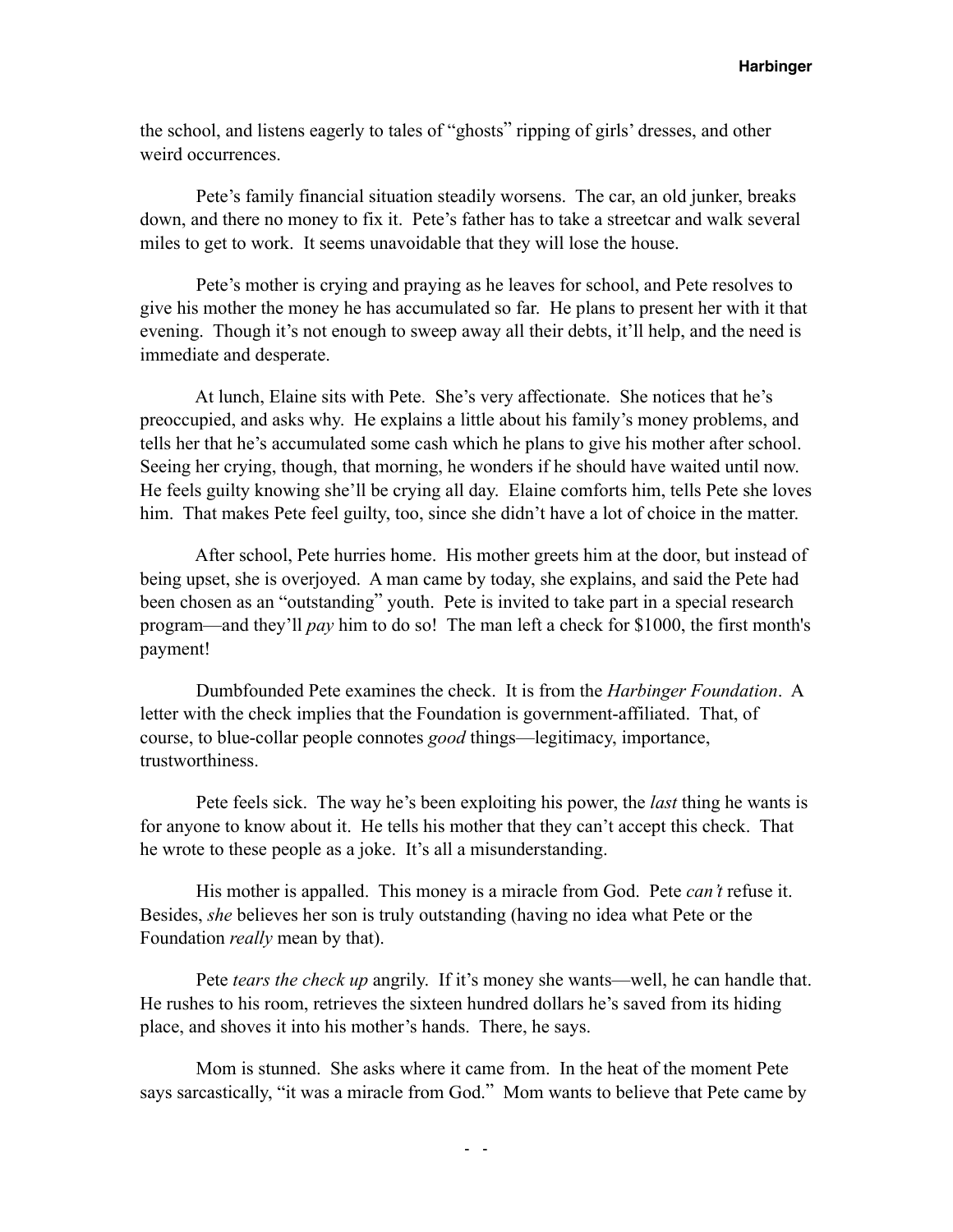the school, and listens eagerly to tales of "ghosts" ripping of girls' dresses, and other weird occurrences.

Pete's family financial situation steadily worsens. The car, an old junker, breaks down, and there no money to fix it. Pete's father has to take a streetcar and walk several miles to get to work. It seems unavoidable that they will lose the house.

Pete's mother is crying and praying as he leaves for school, and Pete resolves to give his mother the money he has accumulated so far. He plans to present her with it that evening. Though it's not enough to sweep away all their debts, it'll help, and the need is immediate and desperate.

At lunch, Elaine sits with Pete. She's very affectionate. She notices that he's preoccupied, and asks why. He explains a little about his family's money problems, and tells her that he's accumulated some cash which he plans to give his mother after school. Seeing her crying, though, that morning, he wonders if he should have waited until now. He feels guilty knowing she'll be crying all day. Elaine comforts him, tells Pete she loves him. That makes Pete feel guilty, too, since she didn't have a lot of choice in the matter.

After school, Pete hurries home. His mother greets him at the door, but instead of being upset, she is overjoyed. A man came by today, she explains, and said the Pete had been chosen as an "outstanding" youth. Pete is invited to take part in a special research program—and they'll *pay* him to do so! The man left a check for $1000, the first month's payment!

Dumbfounded Pete examines the check. It is from the *Harbinger Foundation*. A letter with the check implies that the Foundation is government-affiliated. That, of course, to blue-collar people connotes *good* things—legitimacy, importance, trustworthiness.

Pete feels sick. The way he's been exploiting his power, the *last* thing he wants is for anyone to know about it. He tells his mother that they can't accept this check. That he wrote to these people as a joke. It's all a misunderstanding.

His mother is appalled. This money is a miracle from God. Pete *can't* refuse it. Besides, *she* believes her son is truly outstanding (having no idea what Pete or the Foundation *really* mean by that).

Pete *tears the check up* angrily. If it's money she wants—well, he can handle that. He rushes to his room, retrieves the sixteen hundred dollars he's saved from its hiding place, and shoves it into his mother's hands. There, he says.

Mom is stunned. She asks where it came from. In the heat of the moment Pete says sarcastically, "it was a miracle from God." Mom wants to believe that Pete came by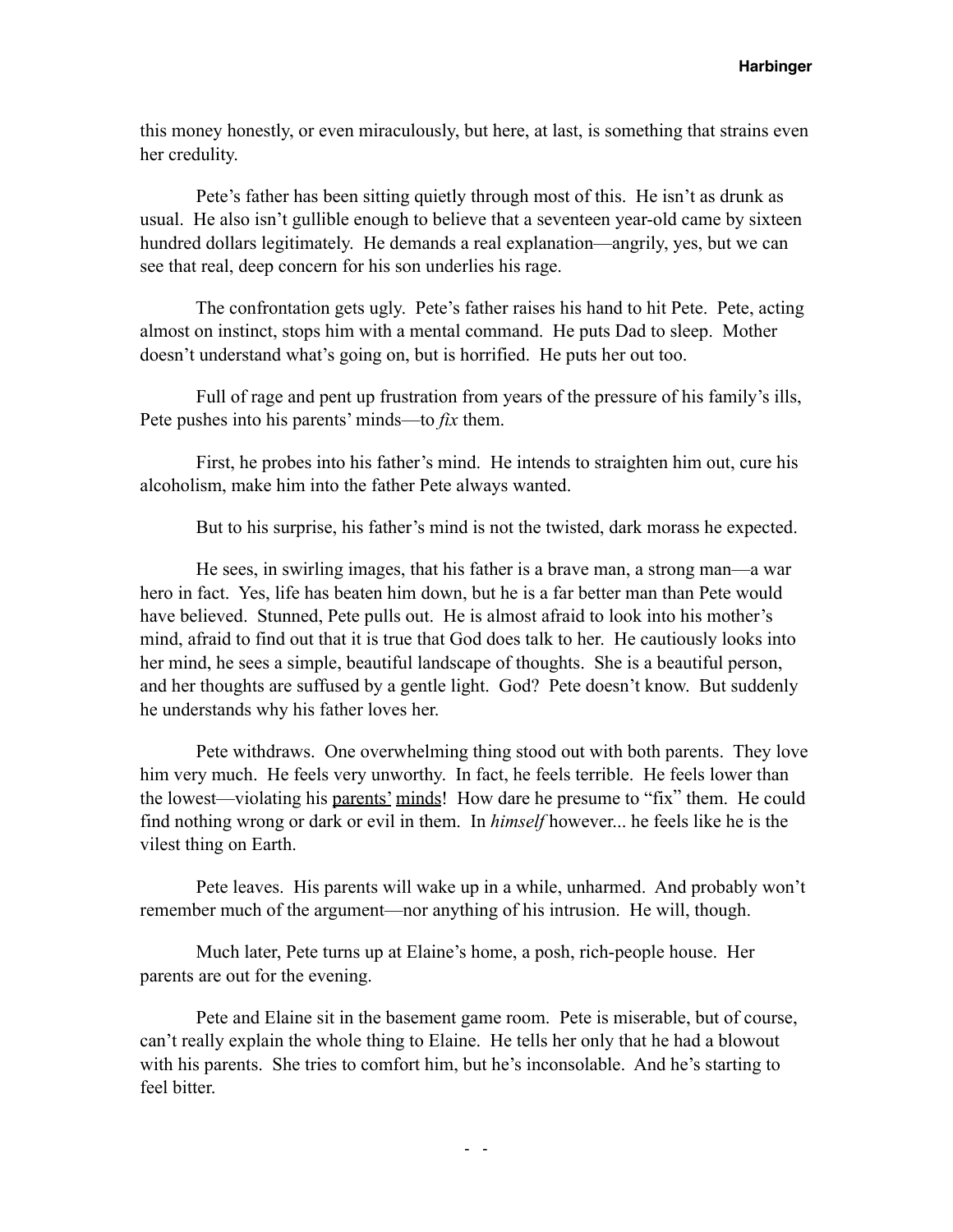this money honestly, or even miraculously, but here, at last, is something that strains even her credulity.

Pete's father has been sitting quietly through most of this. He isn't as drunk as usual. He also isn't gullible enough to believe that a seventeen year-old came by sixteen hundred dollars legitimately. He demands a real explanation—angrily, yes, but we can see that real, deep concern for his son underlies his rage.

The confrontation gets ugly. Pete's father raises his hand to hit Pete. Pete, acting almost on instinct, stops him with a mental command. He puts Dad to sleep. Mother doesn't understand what's going on, but is horrified. He puts her out too.

Full of rage and pent up frustration from years of the pressure of his family's ills, Pete pushes into his parents' minds—to *fix* them.

First, he probes into his father's mind. He intends to straighten him out, cure his alcoholism, make him into the father Pete always wanted.

But to his surprise, his father's mind is not the twisted, dark morass he expected.

He sees, in swirling images, that his father is a brave man, a strong man—a war hero in fact. Yes, life has beaten him down, but he is a far better man than Pete would have believed. Stunned, Pete pulls out. He is almost afraid to look into his mother's mind, afraid to find out that it is true that God does talk to her. He cautiously looks into her mind, he sees a simple, beautiful landscape of thoughts. She is a beautiful person, and her thoughts are suffused by a gentle light. God? Pete doesn't know. But suddenly he understands why his father loves her.

Pete withdraws. One overwhelming thing stood out with both parents. They love him very much. He feels very unworthy. In fact, he feels terrible. He feels lower than the lowest—violating his <u>parents' minds</u>! How dare he presume to "fix" them. He could find nothing wrong or dark or evil in them. In *himself* however... he feels like he is the vilest thing on Earth.

Pete leaves. His parents will wake up in a while, unharmed. And probably won't remember much of the argument—nor anything of his intrusion. He will, though.

Much later, Pete turns up at Elaine's home, a posh, rich-people house. Her parents are out for the evening.

Pete and Elaine sit in the basement game room. Pete is miserable, but of course, can't really explain the whole thing to Elaine. He tells her only that he had a blowout with his parents. She tries to comfort him, but he's inconsolable. And he's starting to feel bitter.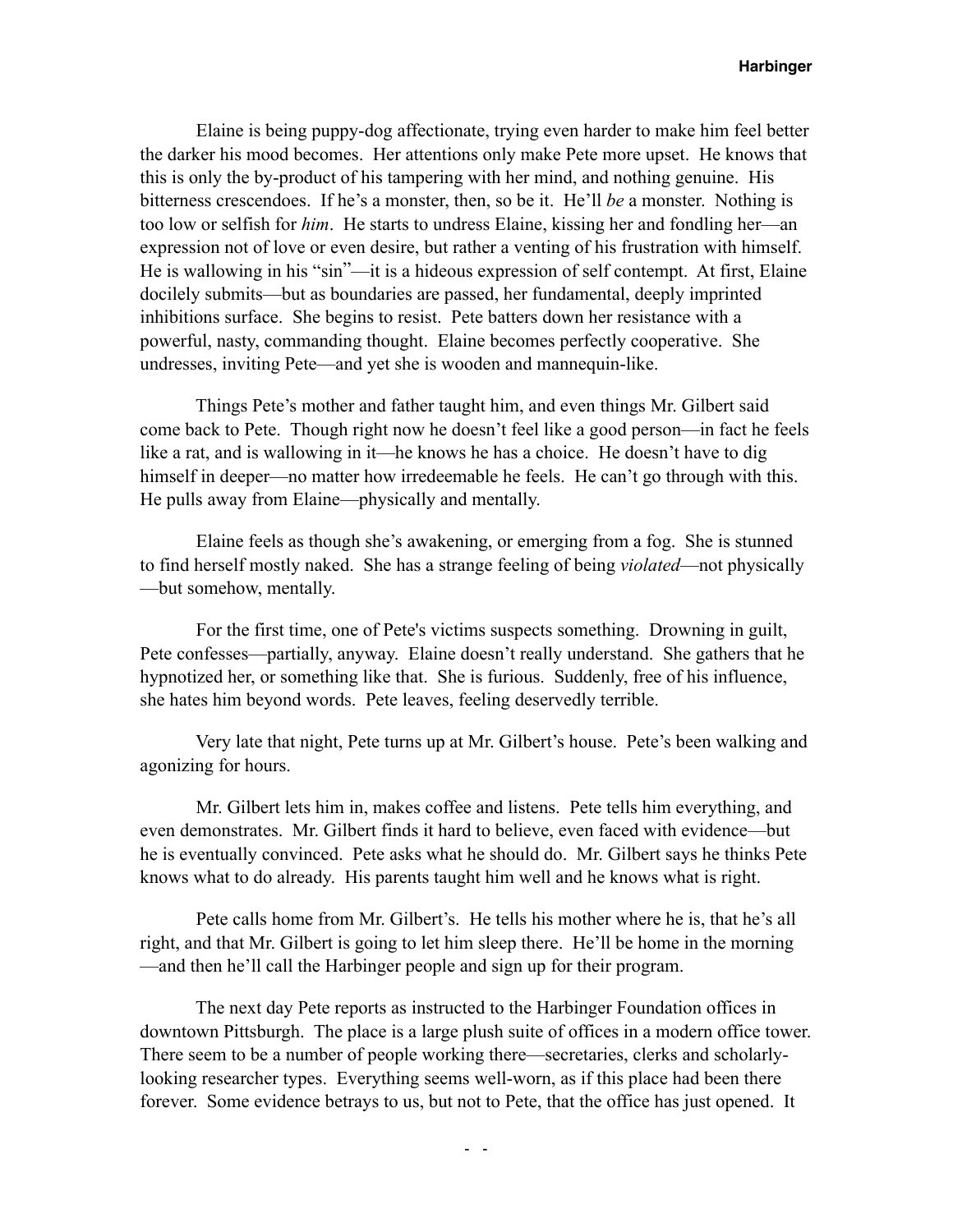Elaine is being puppy-dog affectionate, trying even harder to make him feel better the darker his mood becomes. Her attentions only make Pete more upset. He knows that this is only the by-product of his tampering with her mind, and nothing genuine. His bitterness crescendoes. If he's a monster, then, so be it. He'll *be* a monster. Nothing is too low or selfish for *him*. He starts to undress Elaine, kissing her and fondling her—an expression not of love or even desire, but rather a venting of his frustration with himself. He is wallowing in his "sin"—it is a hideous expression of self contempt. At first, Elaine docilely submits—but as boundaries are passed, her fundamental, deeply imprinted inhibitions surface. She begins to resist. Pete batters down her resistance with a powerful, nasty, commanding thought. Elaine becomes perfectly cooperative. She undresses, inviting Pete—and yet she is wooden and mannequin-like.

Things Pete's mother and father taught him, and even things Mr. Gilbert said come back to Pete. Though right now he doesn't feel like a good person—in fact he feels like a rat, and is wallowing in it—he knows he has a choice. He doesn't have to dig himself in deeper—no matter how irredeemable he feels. He can't go through with this. He pulls away from Elaine—physically and mentally.

Elaine feels as though she's awakening, or emerging from a fog. She is stunned to find herself mostly naked. She has a strange feeling of being *violated*—not physically—but somehow, mentally.

For the first time, one of Pete's victims suspects something. Drowning in guilt, Pete confesses—partially, anyway. Elaine doesn't really understand. She gathers that he hypnotized her, or something like that. She is furious. Suddenly, free of his influence, she hates him beyond words. Pete leaves, feeling deservedly terrible.

Very late that night, Pete turns up at Mr. Gilbert's house. Pete's been walking and agonizing for hours.

Mr. Gilbert lets him in, makes coffee and listens. Pete tells him everything, and even demonstrates. Mr. Gilbert finds it hard to believe, even faced with evidence—but he is eventually convinced. Pete asks what he should do. Mr. Gilbert says he thinks Pete knows what to do already. His parents taught him well and he knows what is right.

Pete calls home from Mr. Gilbert's. He tells his mother where he is, that he's all right, and that Mr. Gilbert is going to let him sleep there. He'll be home in the morning—and then he'll call the Harbinger people and sign up for their program.

The next day Pete reports as instructed to the Harbinger Foundation offices in downtown Pittsburgh. The place is a large plush suite of offices in a modern office tower. There seem to be a number of people working there—secretaries, clerks and scholarly-looking researcher types. Everything seems well-worn, as if this place had been there forever. Some evidence betrays to us, but not to Pete, that the office has just opened. It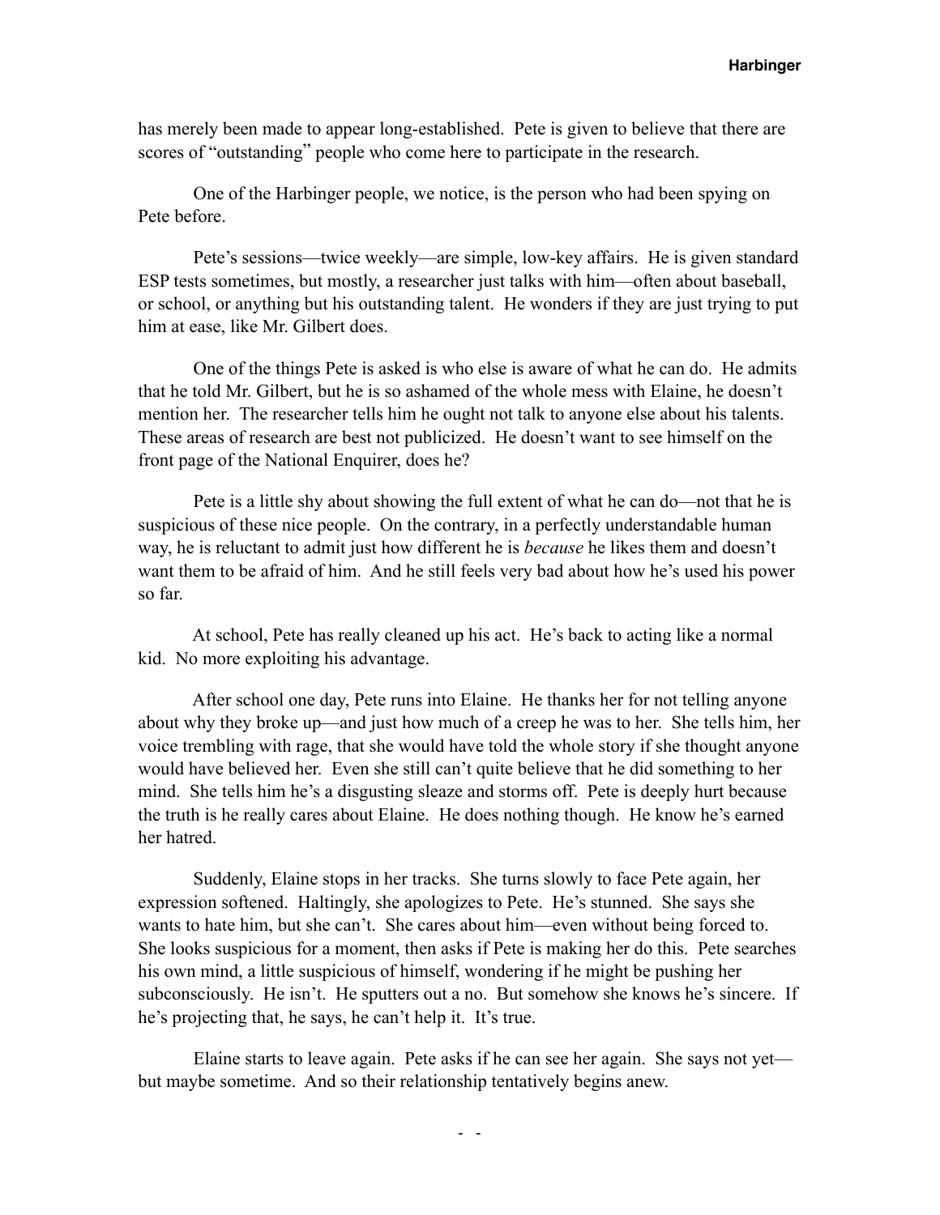has merely been made to appear long-established. Pete is given to believe that there are scores of "outstanding" people who come here to participate in the research.

One of the Harbinger people, we notice, is the person who had been spying on Pete before.

Pete's sessions—twice weekly—are simple, low-key affairs. He is given standard ESP tests sometimes, but mostly, a researcher just talks with him—often about baseball, or school, or anything but his outstanding talent. He wonders if they are just trying to put him at ease, like Mr. Gilbert does.

One of the things Pete is asked is who else is aware of what he can do. He admits that he told Mr. Gilbert, but he is so ashamed of the whole mess with Elaine, he doesn't mention her. The researcher tells him he ought not talk to anyone else about his talents. These areas of research are best not publicized. He doesn't want to see himself on the front page of the National Enquirer, does he?

Pete is a little shy about showing the full extent of what he can do—not that he is suspicious of these nice people. On the contrary, in a perfectly understandable human way, he is reluctant to admit just how different he is *because* he likes them and doesn't want them to be afraid of him. And he still feels very bad about how he's used his power so far.

At school, Pete has really cleaned up his act. He's back to acting like a normal kid. No more exploiting his advantage.

After school one day, Pete runs into Elaine. He thanks her for not telling anyone about why they broke up—and just how much of a creep he was to her. She tells him, her voice trembling with rage, that she would have told the whole story if she thought anyone would have believed her. Even she still can't quite believe that he did something to her mind. She tells him he's a disgusting sleaze and storms off. Pete is deeply hurt because the truth is he really cares about Elaine. He does nothing though. He know he's earned her hatred.

Suddenly, Elaine stops in her tracks. She turns slowly to face Pete again, her expression softened. Haltingly, she apologizes to Pete. He's stunned. She says she wants to hate him, but she can't. She cares about him—even without being forced to. She looks suspicious for a moment, then asks if Pete is making her do this. Pete searches his own mind, a little suspicious of himself, wondering if he might be pushing her subconsciously. He isn't. He sputters out a no. But somehow she knows he's sincere. If he's projecting that, he says, he can't help it. It's true.

Elaine starts to leave again. Pete asks if he can see her again. She says not yet—but maybe sometime. And so their relationship tentatively begins anew.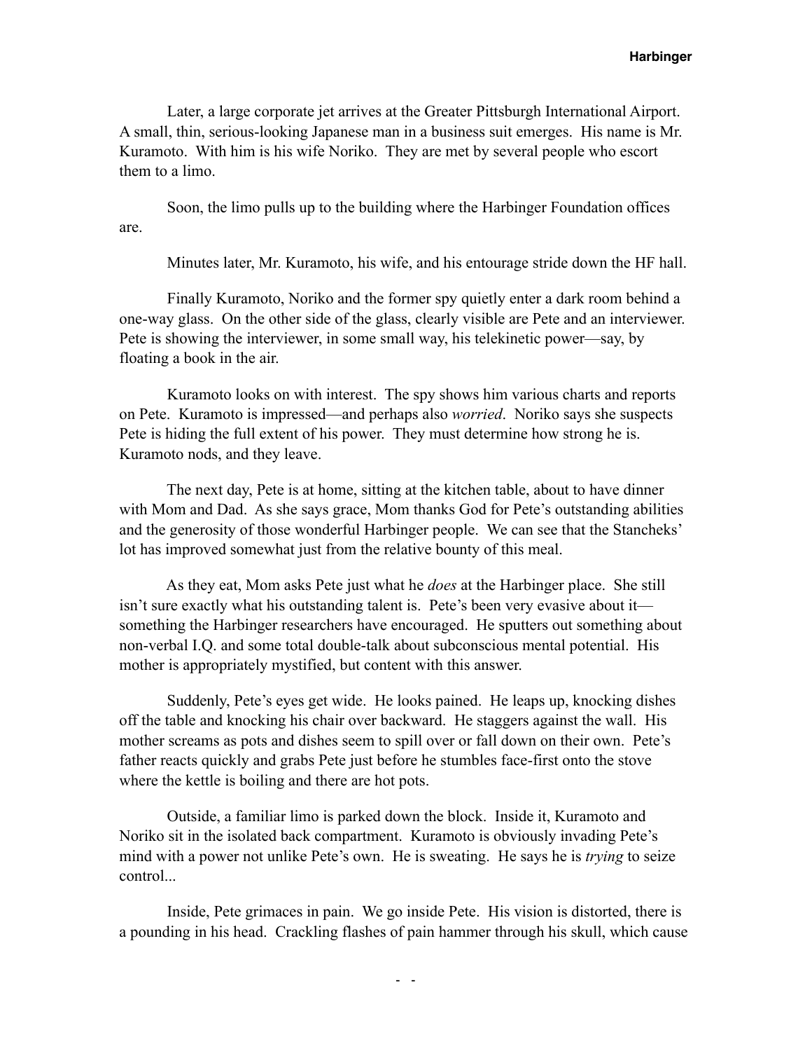Later, a large corporate jet arrives at the Greater Pittsburgh International Airport. A small, thin, serious-looking Japanese man in a business suit emerges. His name is Mr. Kuramoto. With him is his wife Noriko. They are met by several people who escort them to a limo.

Soon, the limo pulls up to the building where the Harbinger Foundation offices are.

Minutes later, Mr. Kuramoto, his wife, and his entourage stride down the HF hall.

Finally Kuramoto, Noriko and the former spy quietly enter a dark room behind a one-way glass. On the other side of the glass, clearly visible are Pete and an interviewer. Pete is showing the interviewer, in some small way, his telekinetic power—say, by floating a book in the air.

Kuramoto looks on with interest. The spy shows him various charts and reports on Pete. Kuramoto is impressed—and perhaps also *worried*. Noriko says she suspects Pete is hiding the full extent of his power. They must determine how strong he is. Kuramoto nods, and they leave.

The next day, Pete is at home, sitting at the kitchen table, about to have dinner with Mom and Dad. As she says grace, Mom thanks God for Pete's outstanding abilities and the generosity of those wonderful Harbinger people. We can see that the Stancheks' lot has improved somewhat just from the relative bounty of this meal.

As they eat, Mom asks Pete just what he *does* at the Harbinger place. She still isn't sure exactly what his outstanding talent is. Pete's been very evasive about it—something the Harbinger researchers have encouraged. He sputters out something about non-verbal I.Q. and some total double-talk about subconscious mental potential. His mother is appropriately mystified, but content with this answer.

Suddenly, Pete's eyes get wide. He looks pained. He leaps up, knocking dishes off the table and knocking his chair over backward. He staggers against the wall. His mother screams as pots and dishes seem to spill over or fall down on their own. Pete's father reacts quickly and grabs Pete just before he stumbles face-first onto the stove where the kettle is boiling and there are hot pots.

Outside, a familiar limo is parked down the block. Inside it, Kuramoto and Noriko sit in the isolated back compartment. Kuramoto is obviously invading Pete's mind with a power not unlike Pete's own. He is sweating. He says he is *trying* to seize control...

Inside, Pete grimaces in pain. We go inside Pete. His vision is distorted, there is a pounding in his head. Crackling flashes of pain hammer through his skull, which cause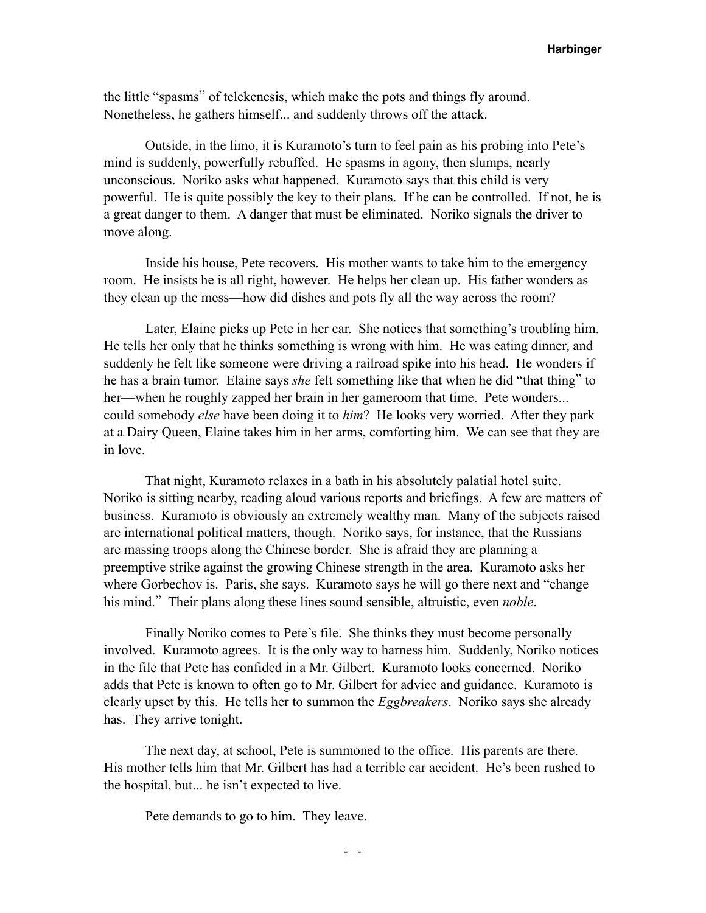the little "spasms" of telekenesis, which make the pots and things fly around. Nonetheless, he gathers himself... and suddenly throws off the attack.

Outside, in the limo, it is Kuramoto's turn to feel pain as his probing into Pete's mind is suddenly, powerfully rebuffed. He spasms in agony, then slumps, nearly unconscious. Noriko asks what happened. Kuramoto says that this child is very powerful. He is quite possibly the key to their plans. <u>If</u> he can be controlled. If not, he is a great danger to them. A danger that must be eliminated. Noriko signals the driver to move along.

Inside his house, Pete recovers. His mother wants to take him to the emergency room. He insists he is all right, however. He helps her clean up. His father wonders as they clean up the mess—how did dishes and pots fly all the way across the room?

Later, Elaine picks up Pete in her car. She notices that something's troubling him. He tells her only that he thinks something is wrong with him. He was eating dinner, and suddenly he felt like someone were driving a railroad spike into his head. He wonders if he has a brain tumor. Elaine says *she* felt something like that when he did "that thing" to her—when he roughly zapped her brain in her gameroom that time. Pete wonders... could somebody *else* have been doing it to *him*? He looks very worried. After they park at a Dairy Queen, Elaine takes him in her arms, comforting him. We can see that they are in love.

That night, Kuramoto relaxes in a bath in his absolutely palatial hotel suite. Noriko is sitting nearby, reading aloud various reports and briefings. A few are matters of business. Kuramoto is obviously an extremely wealthy man. Many of the subjects raised are international political matters, though. Noriko says, for instance, that the Russians are massing troops along the Chinese border. She is afraid they are planning a preemptive strike against the growing Chinese strength in the area. Kuramoto asks her where Gorbechov is. Paris, she says. Kuramoto says he will go there next and "change his mind." Their plans along these lines sound sensible, altruistic, even *noble*.

Finally Noriko comes to Pete's file. She thinks they must become personally involved. Kuramoto agrees. It is the only way to harness him. Suddenly, Noriko notices in the file that Pete has confided in a Mr. Gilbert. Kuramoto looks concerned. Noriko adds that Pete is known to often go to Mr. Gilbert for advice and guidance. Kuramoto is clearly upset by this. He tells her to summon the *Eggbreakers*. Noriko says she already has. They arrive tonight.

The next day, at school, Pete is summoned to the office. His parents are there. His mother tells him that Mr. Gilbert has had a terrible car accident. He's been rushed to the hospital, but... he isn't expected to live.

Pete demands to go to him. They leave.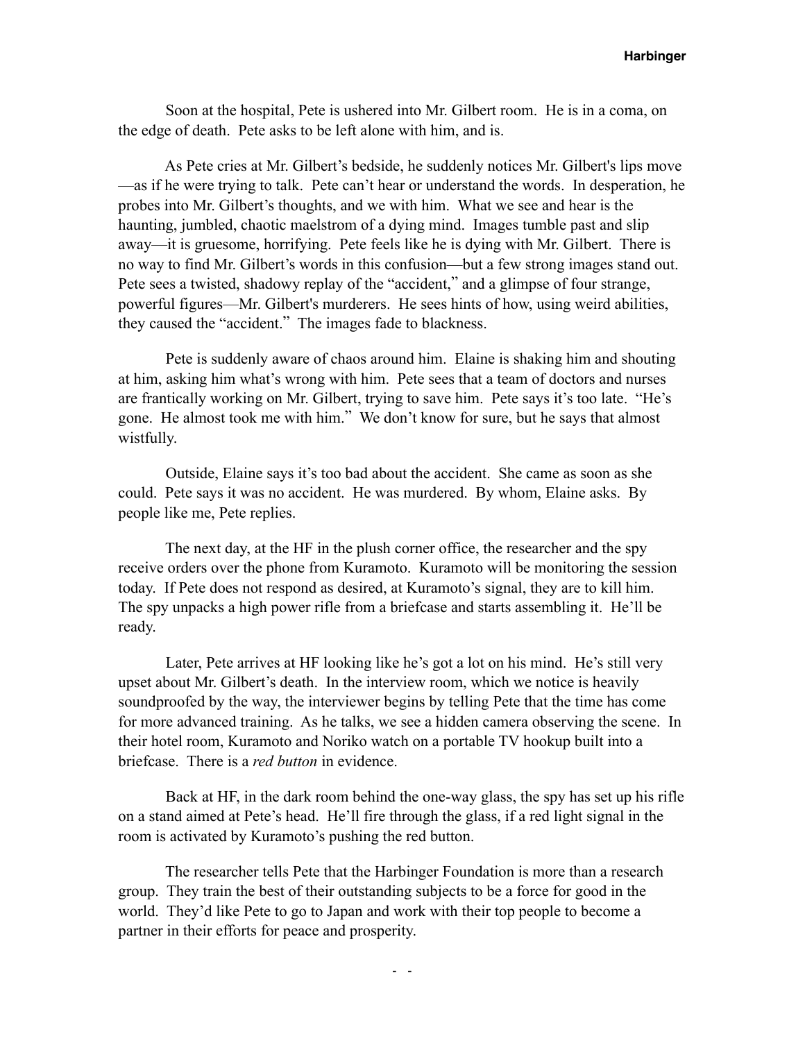Soon at the hospital, Pete is ushered into Mr. Gilbert room. He is in a coma, on the edge of death. Pete asks to be left alone with him, and is.

As Pete cries at Mr. Gilbert's bedside, he suddenly notices Mr. Gilbert's lips move—as if he were trying to talk. Pete can't hear or understand the words. In desperation, he probes into Mr. Gilbert's thoughts, and we with him. What we see and hear is the haunting, jumbled, chaotic maelstrom of a dying mind. Images tumble past and slip away—it is gruesome, horrifying. Pete feels like he is dying with Mr. Gilbert. There is no way to find Mr. Gilbert's words in this confusion—but a few strong images stand out. Pete sees a twisted, shadowy replay of the "accident," and a glimpse of four strange, powerful figures—Mr. Gilbert's murderers. He sees hints of how, using weird abilities, they caused the "accident." The images fade to blackness.

Pete is suddenly aware of chaos around him. Elaine is shaking him and shouting at him, asking him what's wrong with him. Pete sees that a team of doctors and nurses are frantically working on Mr. Gilbert, trying to save him. Pete says it's too late. "He's gone. He almost took me with him." We don't know for sure, but he says that almost wistfully.

Outside, Elaine says it's too bad about the accident. She came as soon as she could. Pete says it was no accident. He was murdered. By whom, Elaine asks. By people like me, Pete replies.

The next day, at the HF in the plush corner office, the researcher and the spy receive orders over the phone from Kuramoto. Kuramoto will be monitoring the session today. If Pete does not respond as desired, at Kuramoto's signal, they are to kill him. The spy unpacks a high power rifle from a briefcase and starts assembling it. He'll be ready.

Later, Pete arrives at HF looking like he's got a lot on his mind. He's still very upset about Mr. Gilbert's death. In the interview room, which we notice is heavily soundproofed by the way, the interviewer begins by telling Pete that the time has come for more advanced training. As he talks, we see a hidden camera observing the scene. In their hotel room, Kuramoto and Noriko watch on a portable TV hookup built into a briefcase. There is a *red button* in evidence.

Back at HF, in the dark room behind the one-way glass, the spy has set up his rifle on a stand aimed at Pete's head. He'll fire through the glass, if a red light signal in the room is activated by Kuramoto's pushing the red button.

The researcher tells Pete that the Harbinger Foundation is more than a research group. They train the best of their outstanding subjects to be a force for good in the world. They'd like Pete to go to Japan and work with their top people to become a partner in their efforts for peace and prosperity.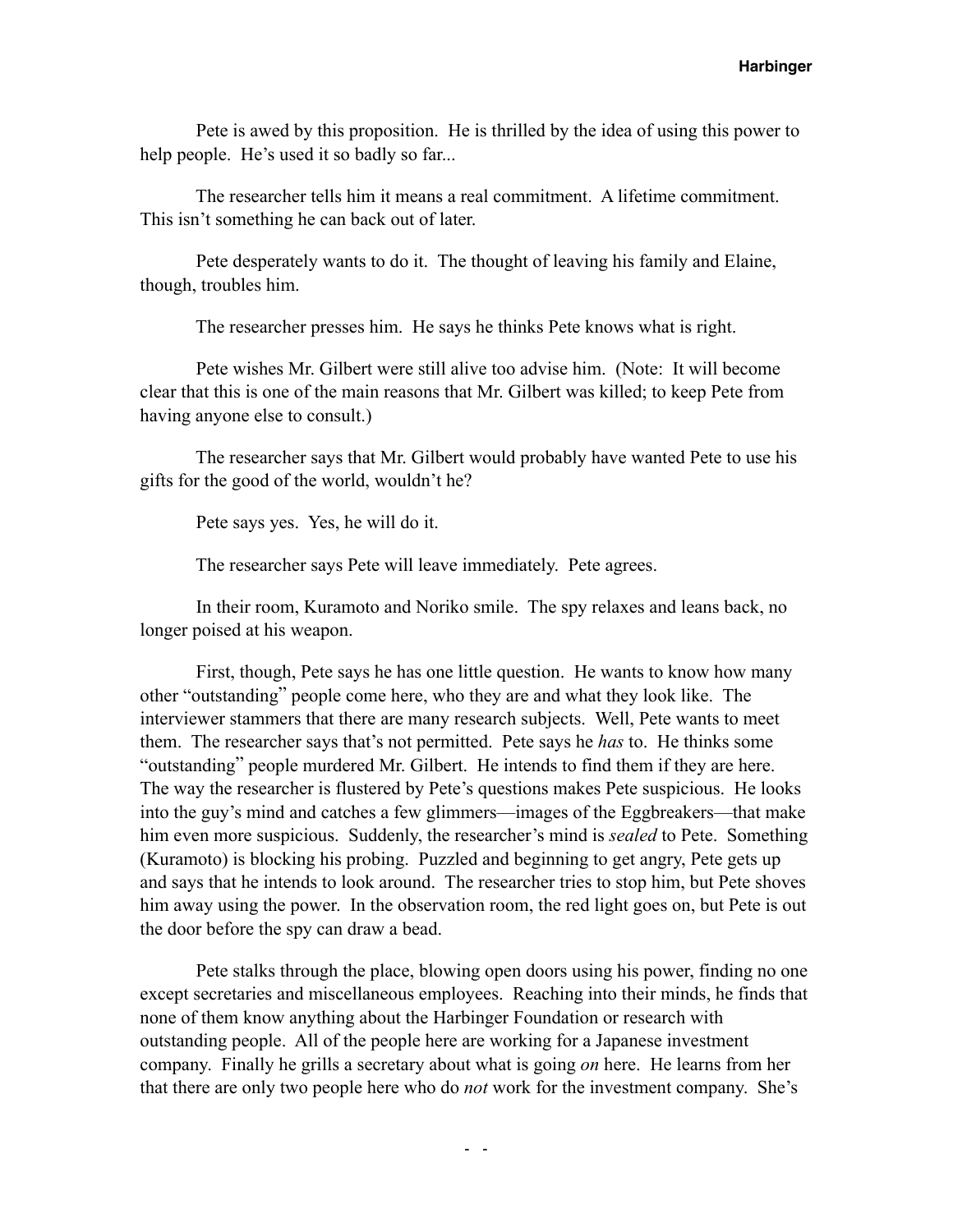Pete is awed by this proposition. He is thrilled by the idea of using this power to help people. He's used it so badly so far...

The researcher tells him it means a real commitment. A lifetime commitment. This isn't something he can back out of later.

Pete desperately wants to do it. The thought of leaving his family and Elaine, though, troubles him.

The researcher presses him. He says he thinks Pete knows what is right.

Pete wishes Mr. Gilbert were still alive too advise him. (Note: It will become clear that this is one of the main reasons that Mr. Gilbert was killed; to keep Pete from having anyone else to consult.)

The researcher says that Mr. Gilbert would probably have wanted Pete to use his gifts for the good of the world, wouldn't he?

Pete says yes. Yes, he will do it.

The researcher says Pete will leave immediately. Pete agrees.

In their room, Kuramoto and Noriko smile. The spy relaxes and leans back, no longer poised at his weapon.

First, though, Pete says he has one little question. He wants to know how many other "outstanding" people come here, who they are and what they look like. The interviewer stammers that there are many research subjects. Well, Pete wants to meet them. The researcher says that's not permitted. Pete says he *has* to. He thinks some "outstanding" people murdered Mr. Gilbert. He intends to find them if they are here. The way the researcher is flustered by Pete's questions makes Pete suspicious. He looks into the guy's mind and catches a few glimmers—images of the Eggbreakers—that make him even more suspicious. Suddenly, the researcher's mind is *sealed* to Pete. Something (Kuramoto) is blocking his probing. Puzzled and beginning to get angry, Pete gets up and says that he intends to look around. The researcher tries to stop him, but Pete shoves him away using the power. In the observation room, the red light goes on, but Pete is out the door before the spy can draw a bead.

Pete stalks through the place, blowing open doors using his power, finding no one except secretaries and miscellaneous employees. Reaching into their minds, he finds that none of them know anything about the Harbinger Foundation or research with outstanding people. All of the people here are working for a Japanese investment company. Finally he grills a secretary about what is going *on* here. He learns from her that there are only two people here who do *not* work for the investment company. She's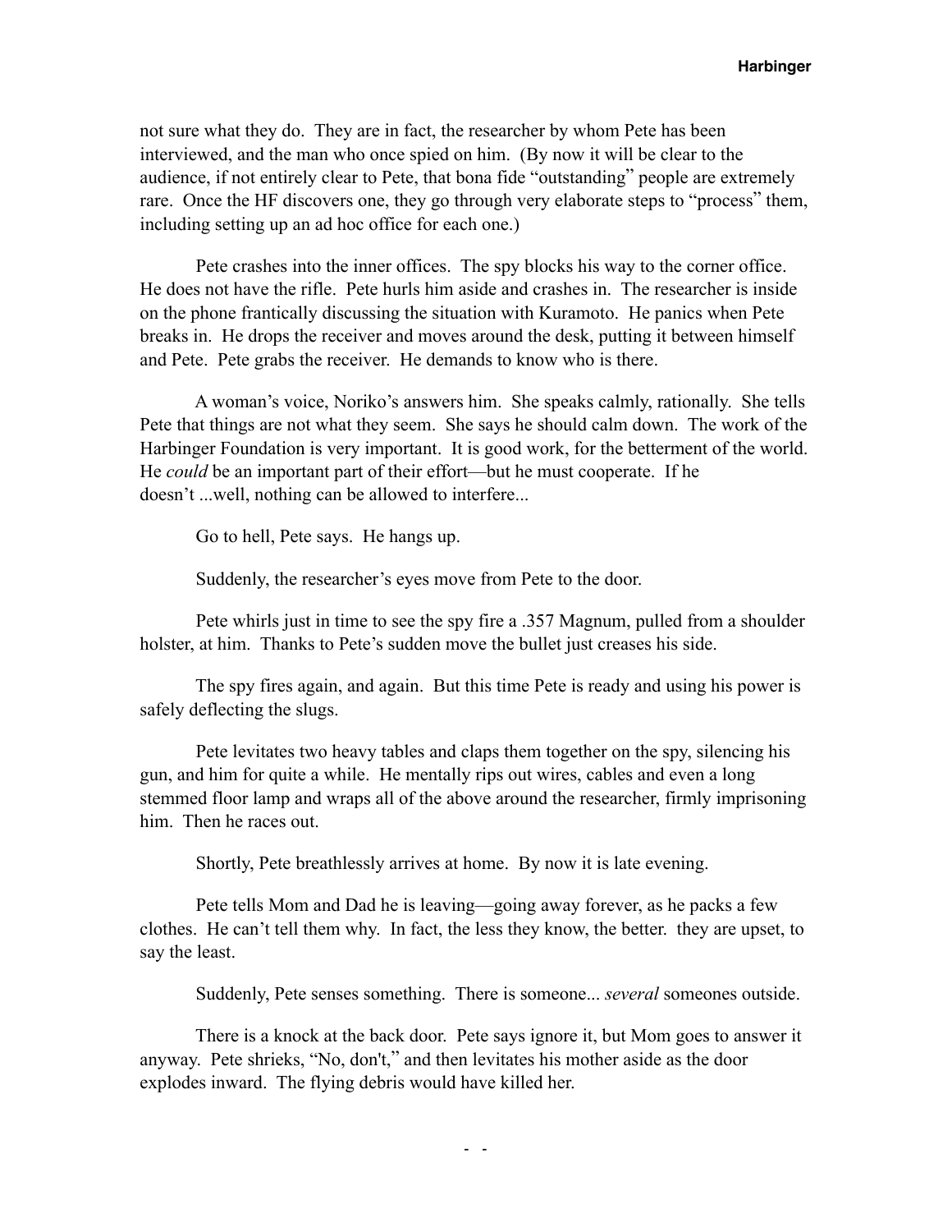not sure what they do. They are in fact, the researcher by whom Pete has been interviewed, and the man who once spied on him. (By now it will be clear to the audience, if not entirely clear to Pete, that bona fide "outstanding" people are extremely rare. Once the HF discovers one, they go through very elaborate steps to "process" them, including setting up an ad hoc office for each one.)

Pete crashes into the inner offices. The spy blocks his way to the corner office. He does not have the rifle. Pete hurls him aside and crashes in. The researcher is inside on the phone frantically discussing the situation with Kuramoto. He panics when Pete breaks in. He drops the receiver and moves around the desk, putting it between himself and Pete. Pete grabs the receiver. He demands to know who is there.

A woman's voice, Noriko's answers him. She speaks calmly, rationally. She tells Pete that things are not what they seem. She says he should calm down. The work of the Harbinger Foundation is very important. It is good work, for the betterment of the world. He *could* be an important part of their effort—but he must cooperate. If he doesn't ...well, nothing can be allowed to interfere...

Go to hell, Pete says. He hangs up.

Suddenly, the researcher's eyes move from Pete to the door.

Pete whirls just in time to see the spy fire a .357 Magnum, pulled from a shoulder holster, at him. Thanks to Pete's sudden move the bullet just creases his side.

The spy fires again, and again. But this time Pete is ready and using his power is safely deflecting the slugs.

Pete levitates two heavy tables and claps them together on the spy, silencing his gun, and him for quite a while. He mentally rips out wires, cables and even a long stemmed floor lamp and wraps all of the above around the researcher, firmly imprisoning him. Then he races out.

Shortly, Pete breathlessly arrives at home. By now it is late evening.

Pete tells Mom and Dad he is leaving—going away forever, as he packs a few clothes. He can't tell them why. In fact, the less they know, the better. they are upset, to say the least.

Suddenly, Pete senses something. There is someone... *several* someones outside.

There is a knock at the back door. Pete says ignore it, but Mom goes to answer it anyway. Pete shrieks, "No, don't," and then levitates his mother aside as the door explodes inward. The flying debris would have killed her.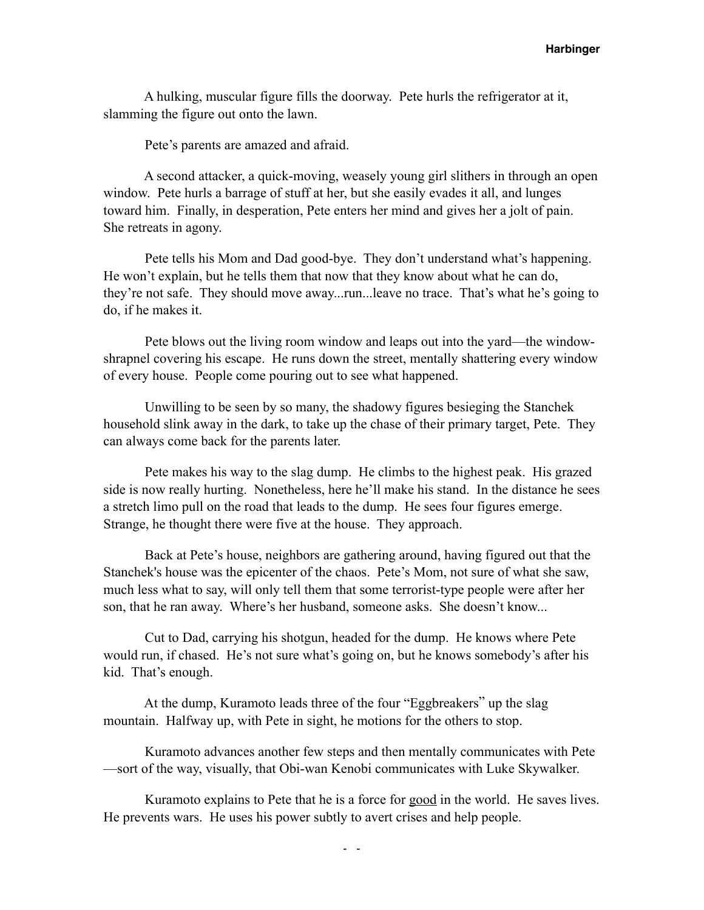A hulking, muscular figure fills the doorway.  Pete hurls the refrigerator at it, slamming the figure out onto the lawn.

Pete's parents are amazed and afraid.

A second attacker, a quick-moving, weasely young girl slithers in through an open window.  Pete hurls a barrage of stuff at her, but she easily evades it all, and lunges toward him.  Finally, in desperation, Pete enters her mind and gives her a jolt of pain.  She retreats in agony.

Pete tells his Mom and Dad good-bye.  They don't understand what's happening.  He won't explain, but he tells them that now that they know about what he can do, they're not safe.  They should move away...run...leave no trace.  That's what he's going to do, if he makes it.

Pete blows out the living room window and leaps out into the yard—the window-shrapnel covering his escape.  He runs down the street, mentally shattering every window of every house.  People come pouring out to see what happened.

Unwilling to be seen by so many, the shadowy figures besieging the Stanchek household slink away in the dark, to take up the chase of their primary target, Pete.  They can always come back for the parents later.

Pete makes his way to the slag dump.  He climbs to the highest peak.  His grazed side is now really hurting.  Nonetheless, here he'll make his stand.  In the distance he sees a stretch limo pull on the road that leads to the dump.  He sees four figures emerge.  Strange, he thought there were five at the house.  They approach.

Back at Pete's house, neighbors are gathering around, having figured out that the Stanchek's house was the epicenter of the chaos.  Pete's Mom, not sure of what she saw, much less what to say, will only tell them that some terrorist-type people were after her son, that he ran away.  Where's her husband, someone asks.  She doesn't know...

Cut to Dad, carrying his shotgun, headed for the dump.  He knows where Pete would run, if chased.  He's not sure what's going on, but he knows somebody's after his kid.  That's enough.

At the dump, Kuramoto leads three of the four "Eggbreakers" up the slag mountain.  Halfway up, with Pete in sight, he motions for the others to stop.

Kuramoto advances another few steps and then mentally communicates with Pete—sort of the way, visually, that Obi-wan Kenobi communicates with Luke Skywalker.

Kuramoto explains to Pete that he is a force for <u>good</u> in the world.  He saves lives.  He prevents wars.  He uses his power subtly to avert crises and help people.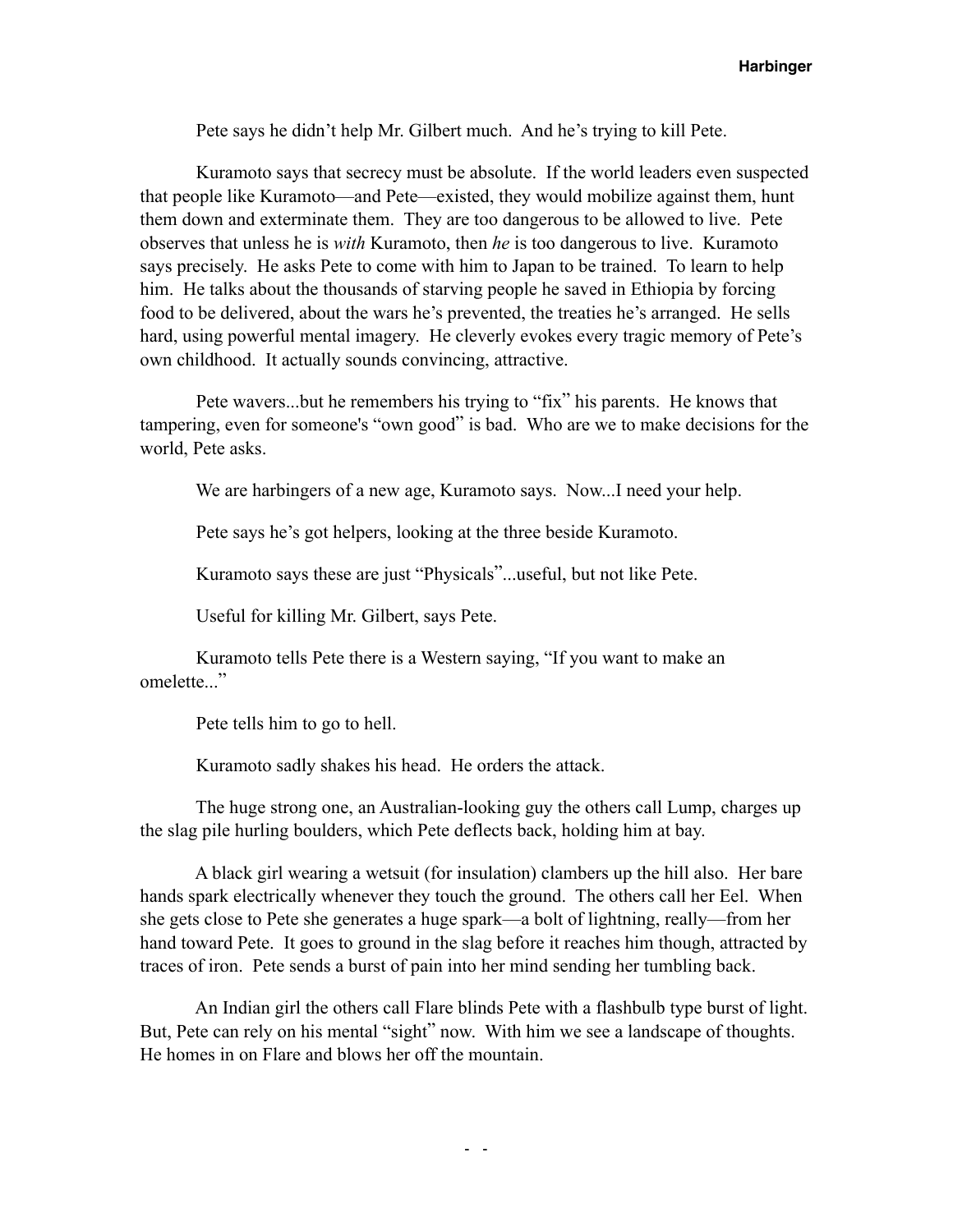Pete says he didn't help Mr. Gilbert much. And he's trying to kill Pete.

Kuramoto says that secrecy must be absolute. If the world leaders even suspected that people like Kuramoto—and Pete—existed, they would mobilize against them, hunt them down and exterminate them. They are too dangerous to be allowed to live. Pete observes that unless he is *with* Kuramoto, then *he* is too dangerous to live. Kuramoto says precisely. He asks Pete to come with him to Japan to be trained. To learn to help him. He talks about the thousands of starving people he saved in Ethiopia by forcing food to be delivered, about the wars he's prevented, the treaties he's arranged. He sells hard, using powerful mental imagery. He cleverly evokes every tragic memory of Pete's own childhood. It actually sounds convincing, attractive.

Pete wavers...but he remembers his trying to "fix" his parents. He knows that tampering, even for someone's "own good" is bad. Who are we to make decisions for the world, Pete asks.

We are harbingers of a new age, Kuramoto says. Now...I need your help.

Pete says he's got helpers, looking at the three beside Kuramoto.

Kuramoto says these are just "Physicals"...useful, but not like Pete.

Useful for killing Mr. Gilbert, says Pete.

Kuramoto tells Pete there is a Western saying, "If you want to make an omelette..."

Pete tells him to go to hell.

Kuramoto sadly shakes his head. He orders the attack.

The huge strong one, an Australian-looking guy the others call Lump, charges up the slag pile hurling boulders, which Pete deflects back, holding him at bay.

A black girl wearing a wetsuit (for insulation) clambers up the hill also. Her bare hands spark electrically whenever they touch the ground. The others call her Eel. When she gets close to Pete she generates a huge spark—a bolt of lightning, really—from her hand toward Pete. It goes to ground in the slag before it reaches him though, attracted by traces of iron. Pete sends a burst of pain into her mind sending her tumbling back.

An Indian girl the others call Flare blinds Pete with a flashbulb type burst of light. But, Pete can rely on his mental "sight" now. With him we see a landscape of thoughts. He homes in on Flare and blows her off the mountain.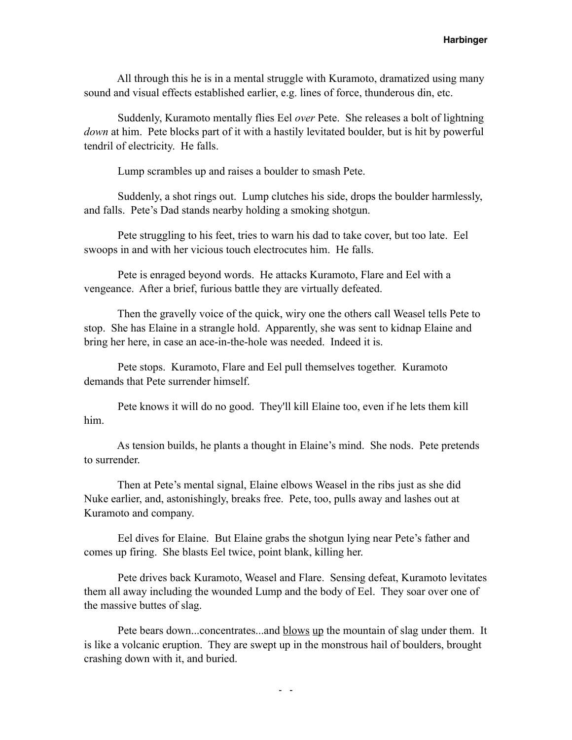All through this he is in a mental struggle with Kuramoto, dramatized using many sound and visual effects established earlier, e.g. lines of force, thunderous din, etc.

Suddenly, Kuramoto mentally flies Eel *over* Pete. She releases a bolt of lightning *down* at him. Pete blocks part of it with a hastily levitated boulder, but is hit by powerful tendril of electricity. He falls.

Lump scrambles up and raises a boulder to smash Pete.

Suddenly, a shot rings out. Lump clutches his side, drops the boulder harmlessly, and falls. Pete's Dad stands nearby holding a smoking shotgun.

Pete struggling to his feet, tries to warn his dad to take cover, but too late. Eel swoops in and with her vicious touch electrocutes him. He falls.

Pete is enraged beyond words. He attacks Kuramoto, Flare and Eel with a vengeance. After a brief, furious battle they are virtually defeated.

Then the gravelly voice of the quick, wiry one the others call Weasel tells Pete to stop. She has Elaine in a strangle hold. Apparently, she was sent to kidnap Elaine and bring her here, in case an ace-in-the-hole was needed. Indeed it is.

Pete stops. Kuramoto, Flare and Eel pull themselves together. Kuramoto demands that Pete surrender himself.

Pete knows it will do no good. They'll kill Elaine too, even if he lets them kill him.

As tension builds, he plants a thought in Elaine's mind. She nods. Pete pretends to surrender.

Then at Pete's mental signal, Elaine elbows Weasel in the ribs just as she did Nuke earlier, and, astonishingly, breaks free. Pete, too, pulls away and lashes out at Kuramoto and company.

Eel dives for Elaine. But Elaine grabs the shotgun lying near Pete's father and comes up firing. She blasts Eel twice, point blank, killing her.

Pete drives back Kuramoto, Weasel and Flare. Sensing defeat, Kuramoto levitates them all away including the wounded Lump and the body of Eel. They soar over one of the massive buttes of slag.

Pete bears down...concentrates...and <u>blows</u> <u>up</u> the mountain of slag under them. It is like a volcanic eruption. They are swept up in the monstrous hail of boulders, brought crashing down with it, and buried.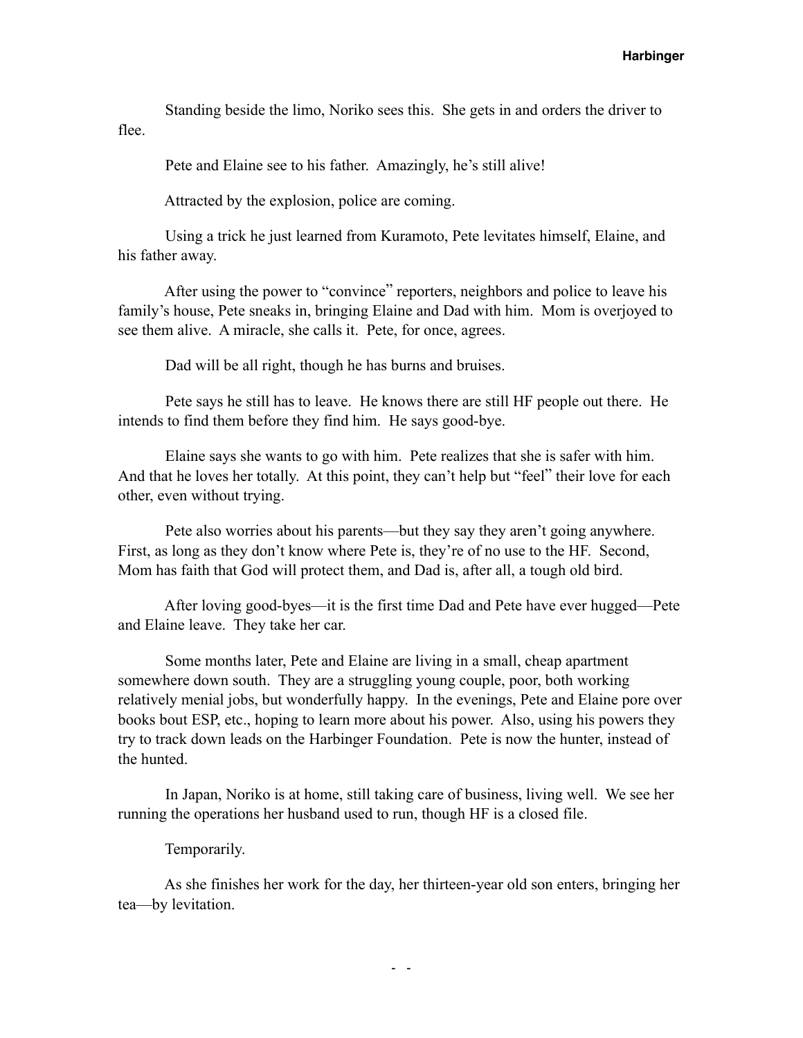Standing beside the limo, Noriko sees this. She gets in and orders the driver to flee.

Pete and Elaine see to his father. Amazingly, he's still alive!

Attracted by the explosion, police are coming.

Using a trick he just learned from Kuramoto, Pete levitates himself, Elaine, and his father away.

After using the power to "convince" reporters, neighbors and police to leave his family's house, Pete sneaks in, bringing Elaine and Dad with him. Mom is overjoyed to see them alive. A miracle, she calls it. Pete, for once, agrees.

Dad will be all right, though he has burns and bruises.

Pete says he still has to leave. He knows there are still HF people out there. He intends to find them before they find him. He says good-bye.

Elaine says she wants to go with him. Pete realizes that she is safer with him. And that he loves her totally. At this point, they can't help but "feel" their love for each other, even without trying.

Pete also worries about his parents—but they say they aren't going anywhere. First, as long as they don't know where Pete is, they're of no use to the HF. Second, Mom has faith that God will protect them, and Dad is, after all, a tough old bird.

After loving good-byes—it is the first time Dad and Pete have ever hugged—Pete and Elaine leave. They take her car.

Some months later, Pete and Elaine are living in a small, cheap apartment somewhere down south. They are a struggling young couple, poor, both working relatively menial jobs, but wonderfully happy. In the evenings, Pete and Elaine pore over books bout ESP, etc., hoping to learn more about his power. Also, using his powers they try to track down leads on the Harbinger Foundation. Pete is now the hunter, instead of the hunted.

In Japan, Noriko is at home, still taking care of business, living well. We see her running the operations her husband used to run, though HF is a closed file.

Temporarily.

As she finishes her work for the day, her thirteen-year old son enters, bringing her tea—by levitation.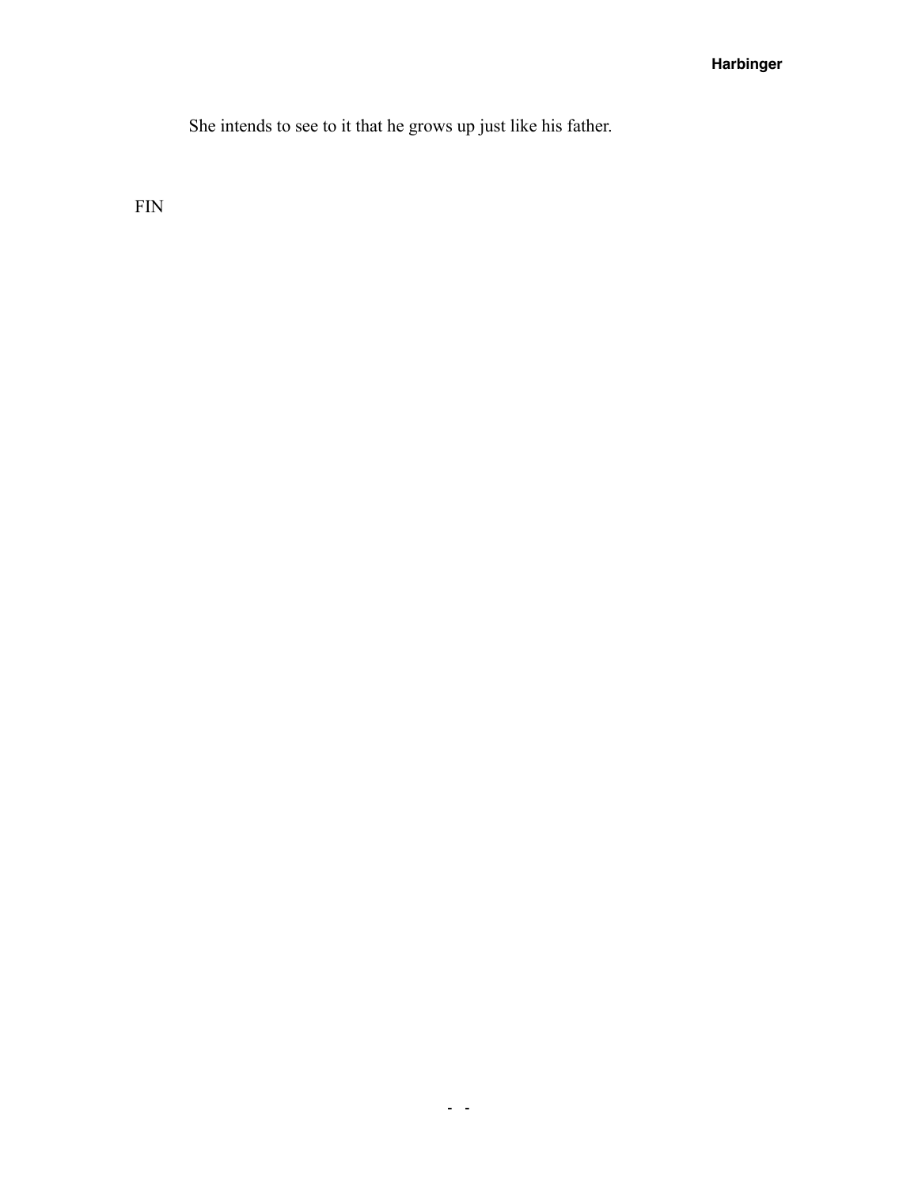She intends to see to it that he grows up just like his father.

FIN